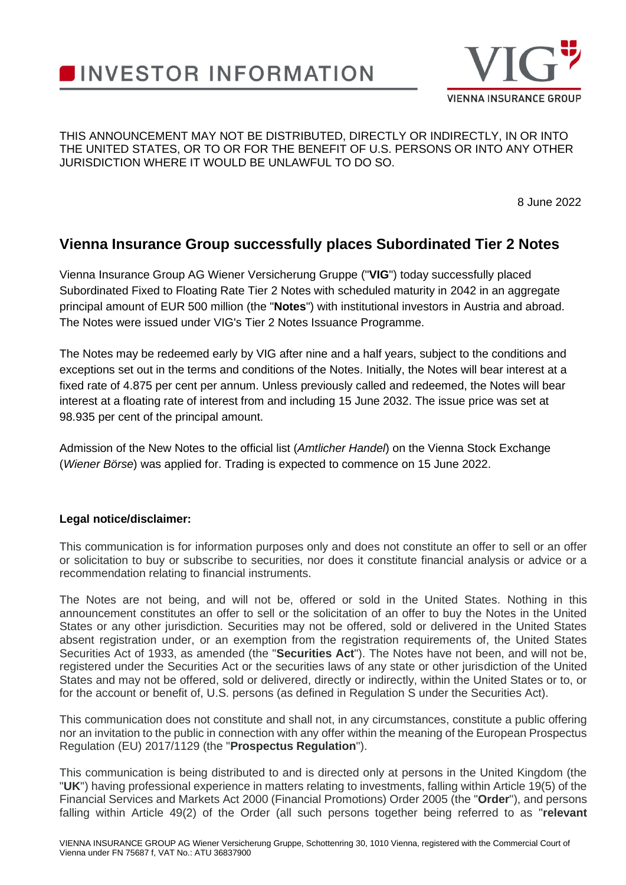# INVESTOR INFORMATION

THIS ANNOUNCEMENT MAY NOT BE DISTRIBUTED, DIRECTLY OR INDIRECTLY, IN OR INTO THE UNITED STATES, OR TO OR FOR THE BENEFIT OF U.S. PERSONS OR INTO ANY OTHER JURISDICTION WHERE IT WOULD BE UNLAWFUL TO DO SO.

8 June 2022

## Vienna Insurance Group successfully places Subordinated Tier 2 Notes

Vienna Insurance Group AG Wiener Versicherung Gruppe ("**VIG**") today successfully placed Subordinated Fixed to Floating Rate Tier 2 Notes with scheduled maturity in 2042 in an aggregate principal amount of EUR 500 million (the "**Notes**") with institutional investors in Austria and abroad. The Notes were issued under VIG's Tier 2 Notes Issuance Programme.

The Notes may be redeemed early by VIG after nine and a half years, subject to the conditions and exceptions set out in the terms and conditions of the Notes. Initially, the Notes will bear interest at a fixed rate of 4.875 per cent per annum. Unless previously called and redeemed, the Notes will bear interest at a floating rate of interest from and including 15 June 2032. The issue price was set at 98.935 per cent of the principal amount.

Admission of the New Notes to the official list (*Amtlicher Handel*) on the Vienna Stock Exchange (*Wiener Börse*) was applied for. Trading is expected to commence on 15 June 2022.

**Legal notice/disclaimer:**

This communication is for information purposes only and does not constitute an offer to sell or an offer or solicitation to buy or subscribe to securities, nor does it constitute financial analysis or advice or a recommendation relating to financial instruments.

The Notes are not being, and will not be, offered or sold in the United States. Nothing in this announcement constitutes an offer to sell or the solicitation of an offer to buy the Notes in the United States or any other jurisdiction. Securities may not be offered, sold or delivered in the United States absent registration under, or an exemption from the registration requirements of, the United States Securities Act of 1933, as amended (the "**Securities Act**"). The Notes have not been, and will not be, registered under the Securities Act or the securities laws of any state or other jurisdiction of the United States and may not be offered, sold or delivered, directly or indirectly, within the United States or to, or for the account or benefit of, U.S. persons (as defined in Regulation S under the Securities Act).

This communication does not constitute and shall not, in any circumstances, constitute a public offering nor an invitation to the public in connection with any offer within the meaning of the European Prospectus Regulation (EU) 2017/1129 (the "**Prospectus Regulation**").

This communication is being distributed to and is directed only at persons in the United Kingdom (the "**UK**") having professional experience in matters relating to investments, falling within Article 19(5) of the Financial Services and Markets Act 2000 (Financial Promotions) Order 2005 (the "**Order**"), and persons falling within Article 49(2) of the Order (all such persons together being referred to as "**relevant**

VIENNA INSURANCE GROUP AG Wiener Versicherung Gruppe, Schottenring 30, 1010 Vienna, registered with the Commercial Court of Vienna under FN 75687 f, VAT No.: ATU 36837900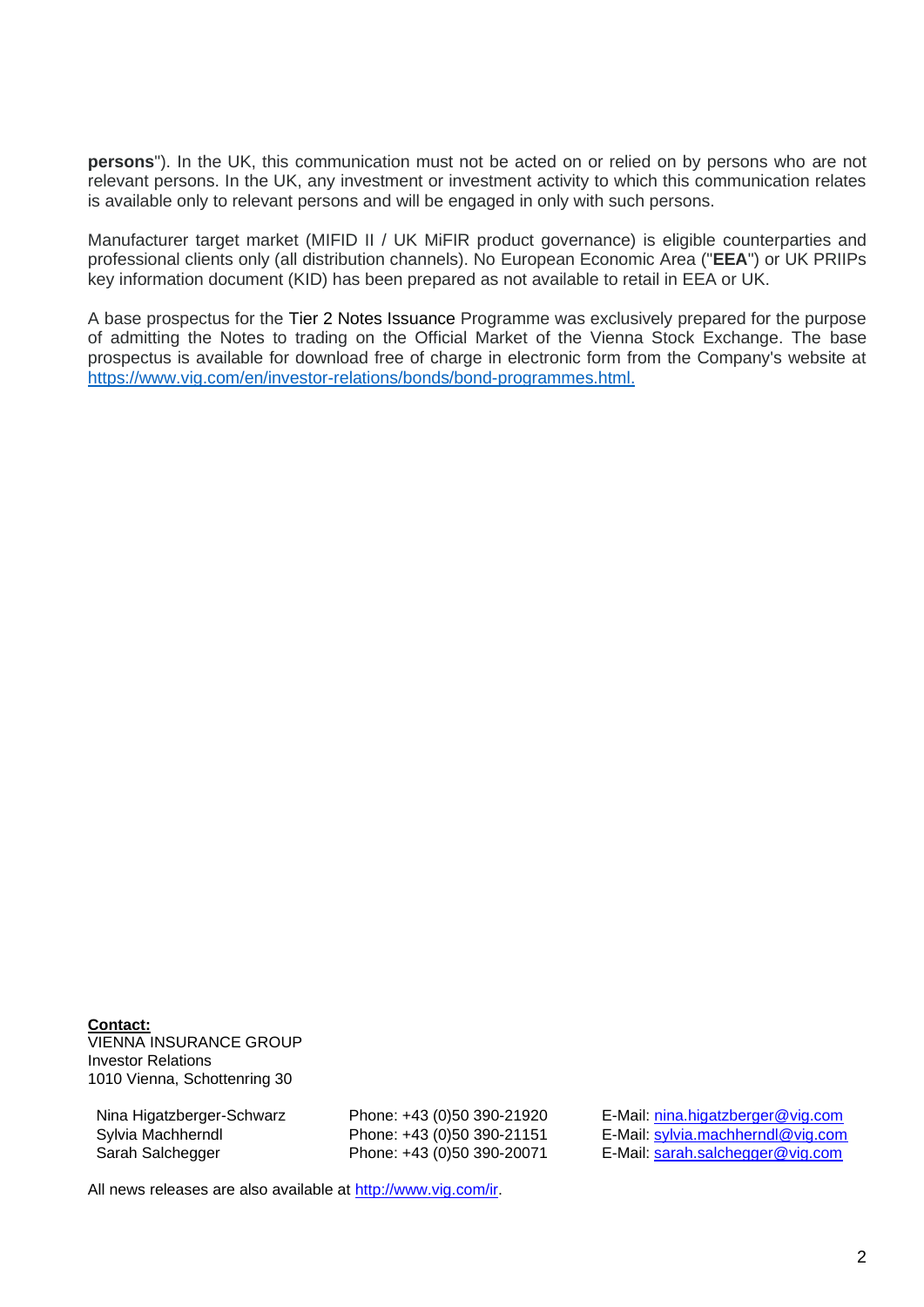**persons**"). In the UK, this communication must not be acted on or relied on by persons who are not relevant persons. In the UK, any investment or investment activity to which this communication relates is available only to relevant persons and will be engaged in only with such persons.

Manufacturer target market (MIFID II / UK MiFIR product governance) is eligible counterparties and professional clients only (all distribution channels). No European Economic Area ("**EEA**") or UK PRIIPs key information document (KID) has been prepared as not available to retail in EEA or UK.

A base prospectus for the Tier 2 Notes Issuance Programme was exclusively prepared for the purpose of admitting the Notes to trading on the Official Market of the Vienna Stock Exchange. The base prospectus is available for download free of charge in electronic form from the Company's website at https://www.vig.com/en/investor-relations/bonds/bond-programmes.html.

**Contact:**
VIENNA INSURANCE GROUP
Investor Relations
1010 Vienna, Schottenring 30

| | | |
|---|---|---|
| Nina Higatzberger-Schwarz | Phone: +43 (0)50 390-21920 | E-Mail: nina.higatzberger@vig.com |
| Sylvia Machherndl | Phone: +43 (0)50 390-21151 | E-Mail: sylvia.machherndl@vig.com |
| Sarah Salchegger | Phone: +43 (0)50 390-20071 | E-Mail: sarah.salchegger@vig.com |

All news releases are also available at http://www.vig.com/ir.